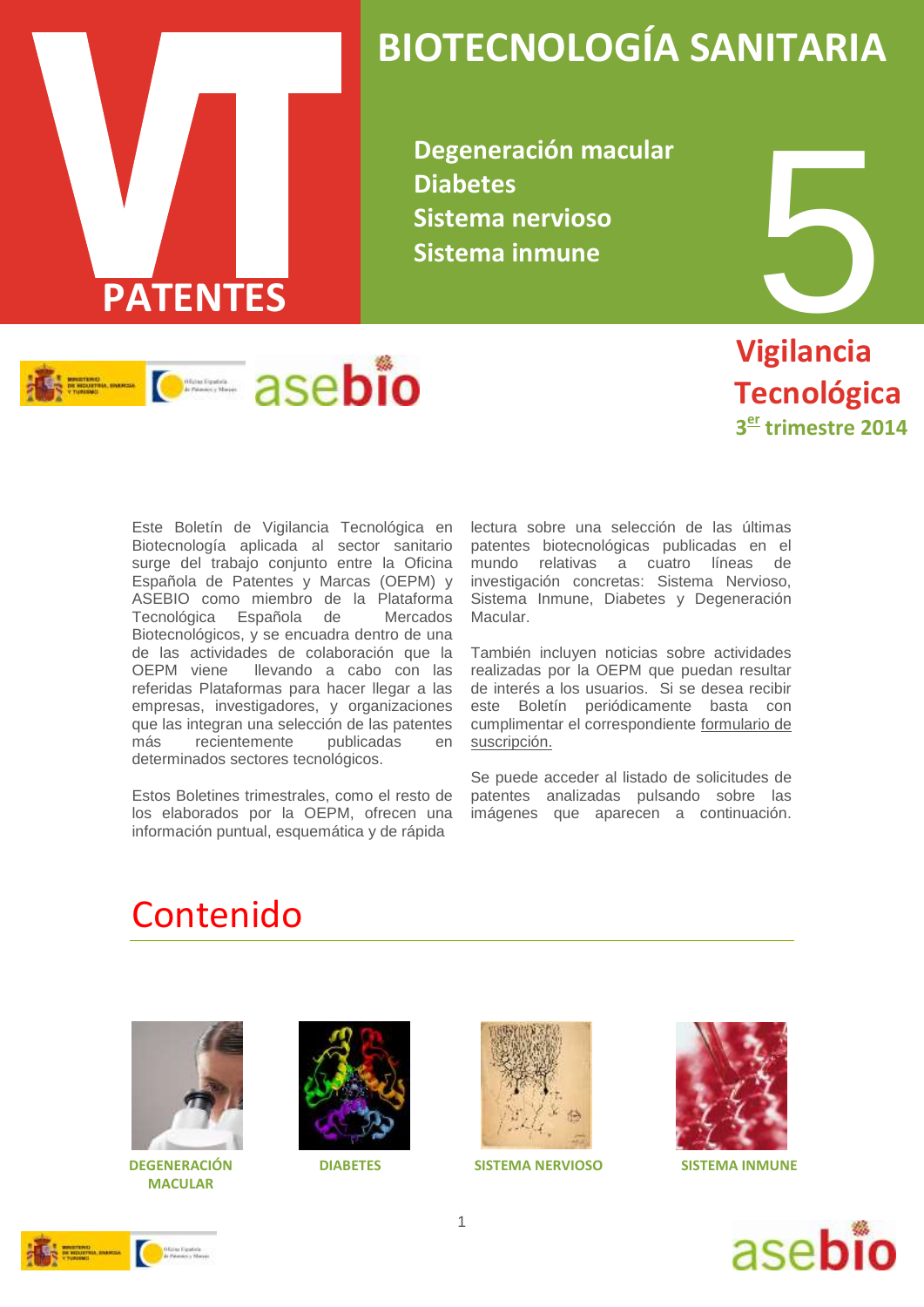# BIOTECNOLOGÍA SANITARIA

**VT PATENTES**

**Degeneración macular**
**Diabetes**
**Sistema nervioso**
**Sistema inmune**

**5**

**Vigilancia Tecnológica**
**3er trimestre 2014**

Este Boletín de Vigilancia Tecnológica en Biotecnología aplicada al sector sanitario surge del trabajo conjunto entre la Oficina Española de Patentes y Marcas (OEPM) y ASEBIO como miembro de la Plataforma Tecnológica Española de Mercados Biotecnológicos, y se encuadra dentro de una de las actividades de colaboración que la OEPM viene llevando a cabo con las referidas Plataformas para hacer llegar a las empresas, investigadores, y organizaciones que las integran una selección de las patentes más recientemente publicadas en determinados sectores tecnológicos.

Estos Boletines trimestrales, como el resto de los elaborados por la OEPM, ofrecen una información puntual, esquemática y de rápida lectura sobre una selección de las últimas patentes biotecnológicas publicadas en el mundo relativas a cuatro líneas de investigación concretas: Sistema Nervioso, Sistema Inmune, Diabetes y Degeneración Macular.

También incluyen noticias sobre actividades realizadas por la OEPM que puedan resultar de interés a los usuarios. Si se desea recibir este Boletín periódicamente basta con cumplimentar el correspondiente formulario de suscripción.

Se puede acceder al listado de solicitudes de patentes analizadas pulsando sobre las imágenes que aparecen a continuación.

# Contenido

**DEGENERACIÓN MACULAR**

**DIABETES**

**SISTEMA NERVIOSO**

**SISTEMA INMUNE**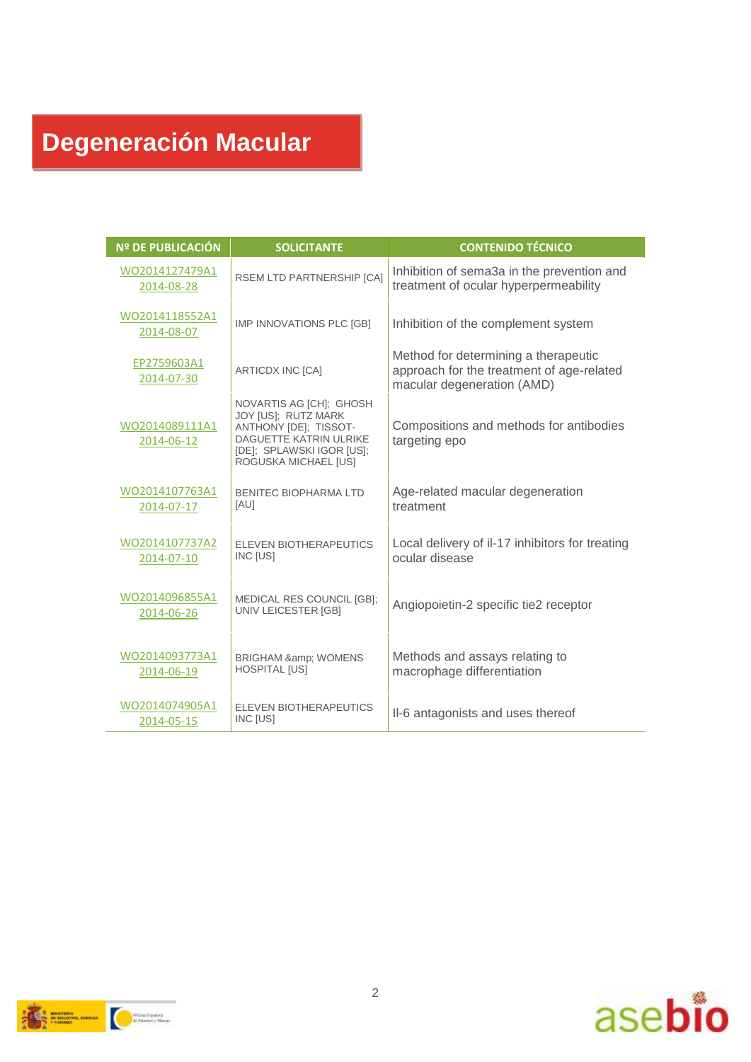# Degeneración Macular

| Nº DE PUBLICACIÓN | SOLICITANTE | CONTENIDO TÉCNICO |
|---|---|---|
| WO2014127479A1 2014-08-28 | RSEM LTD PARTNERSHIP [CA] | Inhibition of sema3a in the prevention and treatment of ocular hyperpermeability |
| WO2014118552A1 2014-08-07 | IMP INNOVATIONS PLC [GB] | Inhibition of the complement system |
| EP2759603A1 2014-07-30 | ARTICDX INC [CA] | Method for determining a therapeutic approach for the treatment of age-related macular degeneration (AMD) |
| WO2014089111A1 2014-06-12 | NOVARTIS AG [CH]; GHOSH JOY [US]; RUTZ MARK ANTHONY [DE]; TISSOT-DAGUETTE KATRIN ULRIKE [DE]; SPLAWSKI IGOR [US]; ROGUSKA MICHAEL [US] | Compositions and methods for antibodies targeting epo |
| WO2014107763A1 2014-07-17 | BENITEC BIOPHARMA LTD [AU] | Age-related macular degeneration treatment |
| WO2014107737A2 2014-07-10 | ELEVEN BIOTHERAPEUTICS INC [US] | Local delivery of il-17 inhibitors for treating ocular disease |
| WO2014096855A1 2014-06-26 | MEDICAL RES COUNCIL [GB]; UNIV LEICESTER [GB] | Angiopoietin-2 specific tie2 receptor |
| WO2014093773A1 2014-06-19 | BRIGHAM &amp; WOMENS HOSPITAL [US] | Methods and assays relating to macrophage differentiation |
| WO2014074905A1 2014-05-15 | ELEVEN BIOTHERAPEUTICS INC [US] | Il-6 antagonists and uses thereof |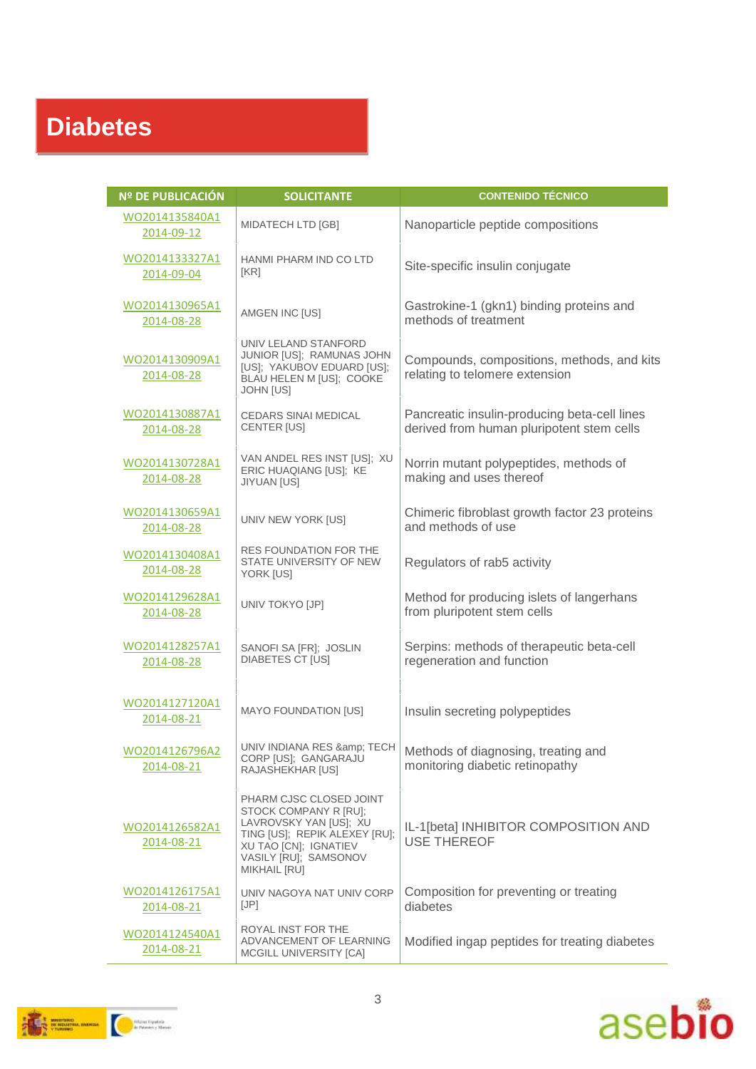# Diabetes

| Nº DE PUBLICACIÓN | SOLICITANTE | CONTENIDO TÉCNICO |
|---|---|---|
| WO2014135840A1 2014-09-12 | MIDATECH LTD [GB] | Nanoparticle peptide compositions |
| WO2014133327A1 2014-09-04 | HANMI PHARM IND CO LTD [KR] | Site-specific insulin conjugate |
| WO2014130965A1 2014-08-28 | AMGEN INC [US] | Gastrokine-1 (gkn1) binding proteins and methods of treatment |
| WO2014130909A1 2014-08-28 | UNIV LELAND STANFORD JUNIOR [US]; RAMUNAS JOHN [US]; YAKUBOV EDUARD [US]; BLAU HELEN M [US]; COOKE JOHN [US] | Compounds, compositions, methods, and kits relating to telomere extension |
| WO2014130887A1 2014-08-28 | CEDARS SINAI MEDICAL CENTER [US] | Pancreatic insulin-producing beta-cell lines derived from human pluripotent stem cells |
| WO2014130728A1 2014-08-28 | VAN ANDEL RES INST [US]; XU ERIC HUAQIANG [US]; KE JIYUAN [US] | Norrin mutant polypeptides, methods of making and uses thereof |
| WO2014130659A1 2014-08-28 | UNIV NEW YORK [US] | Chimeric fibroblast growth factor 23 proteins and methods of use |
| WO2014130408A1 2014-08-28 | RES FOUNDATION FOR THE STATE UNIVERSITY OF NEW YORK [US] | Regulators of rab5 activity |
| WO2014129628A1 2014-08-28 | UNIV TOKYO [JP] | Method for producing islets of langerhans from pluripotent stem cells |
| WO2014128257A1 2014-08-28 | SANOFI SA [FR]; JOSLIN DIABETES CT [US] | Serpins: methods of therapeutic beta-cell regeneration and function |
| WO2014127120A1 2014-08-21 | MAYO FOUNDATION [US] | Insulin secreting polypeptides |
| WO2014126796A2 2014-08-21 | UNIV INDIANA RES &amp; TECH CORP [US]; GANGARAJU RAJASHEKHAR [US] | Methods of diagnosing, treating and monitoring diabetic retinopathy |
| WO2014126582A1 2014-08-21 | PHARM CJSC CLOSED JOINT STOCK COMPANY R [RU]; LAVROVSKY YAN [US]; XU TING [US]; REPIK ALEXEY [RU]; XU TAO [CN]; IGNATIEV VASILY [RU]; SAMSONOV MIKHAIL [RU] | IL-1[beta] INHIBITOR COMPOSITION AND USE THEREOF |
| WO2014126175A1 2014-08-21 | UNIV NAGOYA NAT UNIV CORP [JP] | Composition for preventing or treating diabetes |
| WO2014124540A1 2014-08-21 | ROYAL INST FOR THE ADVANCEMENT OF LEARNING MCGILL UNIVERSITY [CA] | Modified ingap peptides for treating diabetes |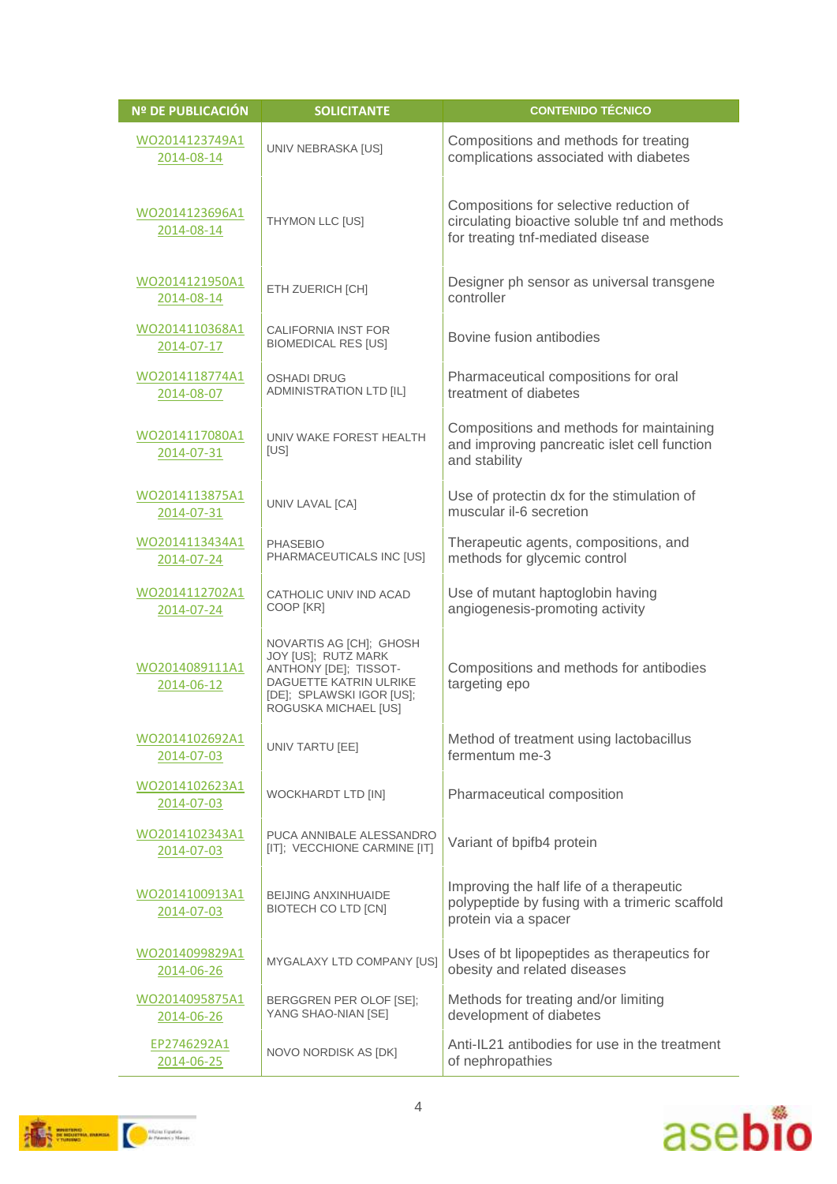| Nº DE PUBLICACIÓN | SOLICITANTE | CONTENIDO TÉCNICO |
|---|---|---|
| WO2014123749A1 2014-08-14 | UNIV NEBRASKA [US] | Compositions and methods for treating complications associated with diabetes |
| WO2014123696A1 2014-08-14 | THYMON LLC [US] | Compositions for selective reduction of circulating bioactive soluble tnf and methods for treating tnf-mediated disease |
| WO2014121950A1 2014-08-14 | ETH ZUERICH [CH] | Designer ph sensor as universal transgene controller |
| WO2014110368A1 2014-07-17 | CALIFORNIA INST FOR BIOMEDICAL RES [US] | Bovine fusion antibodies |
| WO2014118774A1 2014-08-07 | OSHADI DRUG ADMINISTRATION LTD [IL] | Pharmaceutical compositions for oral treatment of diabetes |
| WO2014117080A1 2014-07-31 | UNIV WAKE FOREST HEALTH [US] | Compositions and methods for maintaining and improving pancreatic islet cell function and stability |
| WO2014113875A1 2014-07-31 | UNIV LAVAL [CA] | Use of protectin dx for the stimulation of muscular il-6 secretion |
| WO2014113434A1 2014-07-24 | PHASEBIO PHARMACEUTICALS INC [US] | Therapeutic agents, compositions, and methods for glycemic control |
| WO2014112702A1 2014-07-24 | CATHOLIC UNIV IND ACAD COOP [KR] | Use of mutant haptoglobin having angiogenesis-promoting activity |
| WO2014089111A1 2014-06-12 | NOVARTIS AG [CH]; GHOSH JOY [US]; RUTZ MARK ANTHONY [DE]; TISSOT-DAGUETTE KATRIN ULRIKE [DE]; SPLAWSKI IGOR [US]; ROGUSKA MICHAEL [US] | Compositions and methods for antibodies targeting epo |
| WO2014102692A1 2014-07-03 | UNIV TARTU [EE] | Method of treatment using lactobacillus fermentum me-3 |
| WO2014102623A1 2014-07-03 | WOCKHARDT LTD [IN] | Pharmaceutical composition |
| WO2014102343A1 2014-07-03 | PUCA ANNIBALE ALESSANDRO [IT]; VECCHIONE CARMINE [IT] | Variant of bpifb4 protein |
| WO2014100913A1 2014-07-03 | BEIJING ANXINHUAIDE BIOTECH CO LTD [CN] | Improving the half life of a therapeutic polypeptide by fusing with a trimeric scaffold protein via a spacer |
| WO2014099829A1 2014-06-26 | MYGALAXY LTD COMPANY [US] | Uses of bt lipopeptides as therapeutics for obesity and related diseases |
| WO2014095875A1 2014-06-26 | BERGGREN PER OLOF [SE]; YANG SHAO-NIAN [SE] | Methods for treating and/or limiting development of diabetes |
| EP2746292A1 2014-06-25 | NOVO NORDISK AS [DK] | Anti-IL21 antibodies for use in the treatment of nephropathies |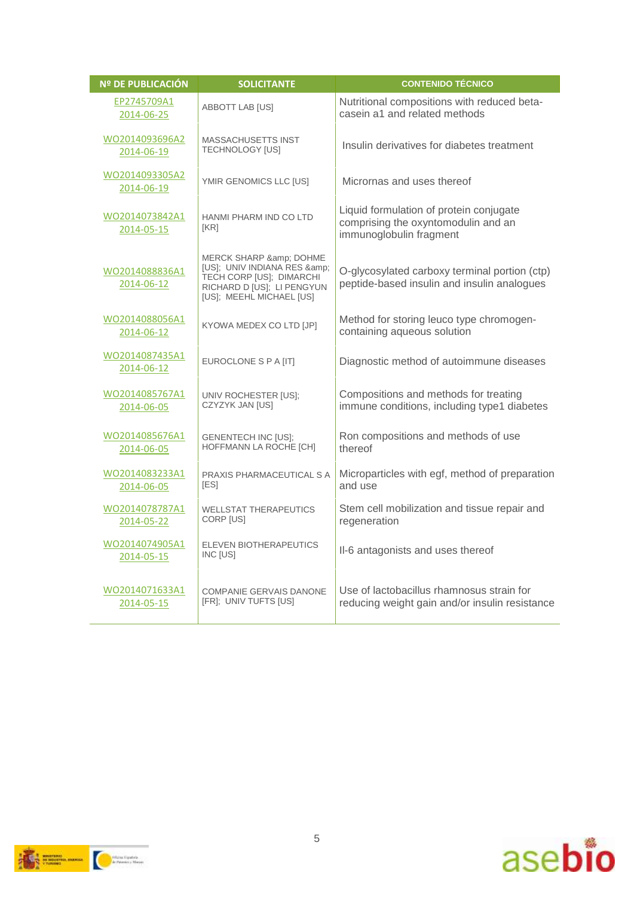| Nº DE PUBLICACIÓN | SOLICITANTE | CONTENIDO TÉCNICO |
|---|---|---|
| EP2745709A1 2014-06-25 | ABBOTT LAB [US] | Nutritional compositions with reduced beta-casein a1 and related methods |
| WO2014093696A2 2014-06-19 | MASSACHUSETTS INST TECHNOLOGY [US] | Insulin derivatives for diabetes treatment |
| WO2014093305A2 2014-06-19 | YMIR GENOMICS LLC [US] | Micrornas and uses thereof |
| WO2014073842A1 2014-05-15 | HANMI PHARM IND CO LTD [KR] | Liquid formulation of protein conjugate comprising the oxyntomodulin and an immunoglobulin fragment |
| WO2014088836A1 2014-06-12 | MERCK SHARP &amp; DOHME [US]; UNIV INDIANA RES &amp; TECH CORP [US]; DIMARCHI RICHARD D [US]; LI PENGYUN [US]; MEEHL MICHAEL [US] | O-glycosylated carboxy terminal portion (ctp) peptide-based insulin and insulin analogues |
| WO2014088056A1 2014-06-12 | KYOWA MEDEX CO LTD [JP] | Method for storing leuco type chromogen-containing aqueous solution |
| WO2014087435A1 2014-06-12 | EUROCLONE S P A [IT] | Diagnostic method of autoimmune diseases |
| WO2014085767A1 2014-06-05 | UNIV ROCHESTER [US]; CZYZYK JAN [US] | Compositions and methods for treating immune conditions, including type1 diabetes |
| WO2014085676A1 2014-06-05 | GENENTECH INC [US]; HOFFMANN LA ROCHE [CH] | Ron compositions and methods of use thereof |
| WO2014083233A1 2014-06-05 | PRAXIS PHARMACEUTICAL S A [ES] | Microparticles with egf, method of preparation and use |
| WO2014078787A1 2014-05-22 | WELLSTAT THERAPEUTICS CORP [US] | Stem cell mobilization and tissue repair and regeneration |
| WO2014074905A1 2014-05-15 | ELEVEN BIOTHERAPEUTICS INC [US] | Il-6 antagonists and uses thereof |
| WO2014071633A1 2014-05-15 | COMPANIE GERVAIS DANONE [FR]; UNIV TUFTS [US] | Use of lactobacillus rhamnosus strain for reducing weight gain and/or insulin resistance |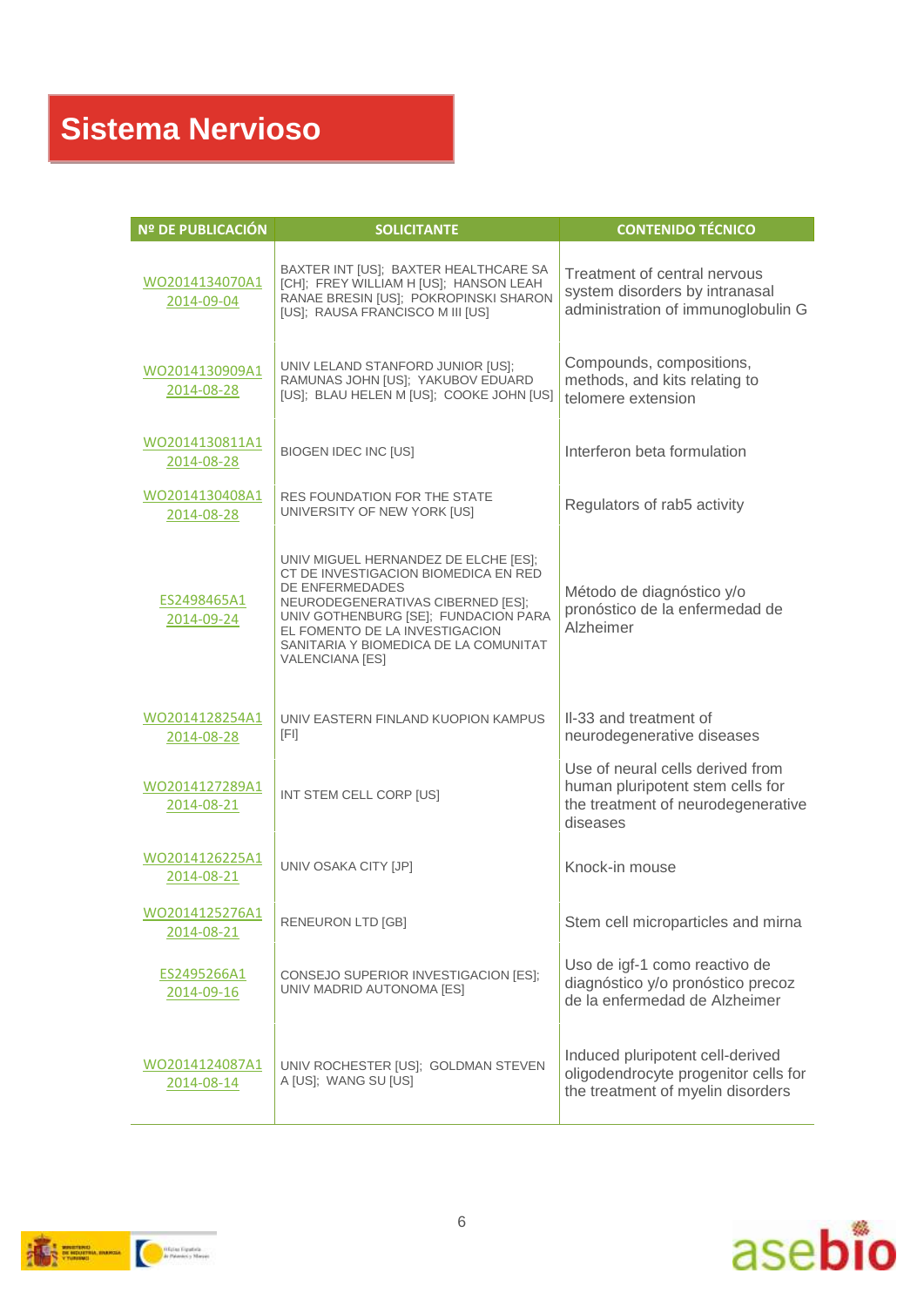# Sistema Nervioso

| Nº DE PUBLICACIÓN | SOLICITANTE | CONTENIDO TÉCNICO |
|---|---|---|
| WO2014134070A1 2014-09-04 | BAXTER INT [US]; BAXTER HEALTHCARE SA [CH]; FREY WILLIAM H [US]; HANSON LEAH RANAE BRESIN [US]; POKROPINSKI SHARON [US]; RAUSA FRANCISCO M III [US] | Treatment of central nervous system disorders by intranasal administration of immunoglobulin G |
| WO2014130909A1 2014-08-28 | UNIV LELAND STANFORD JUNIOR [US]; RAMUNAS JOHN [US]; YAKUBOV EDUARD [US]; BLAU HELEN M [US]; COOKE JOHN [US] | Compounds, compositions, methods, and kits relating to telomere extension |
| WO2014130811A1 2014-08-28 | BIOGEN IDEC INC [US] | Interferon beta formulation |
| WO2014130408A1 2014-08-28 | RES FOUNDATION FOR THE STATE UNIVERSITY OF NEW YORK [US] | Regulators of rab5 activity |
| ES2498465A1 2014-09-24 | UNIV MIGUEL HERNANDEZ DE ELCHE [ES]; CT DE INVESTIGACION BIOMEDICA EN RED DE ENFERMEDADES NEURODEGENERATIVAS CIBERNED [ES]; UNIV GOTHENBURG [SE]; FUNDACION PARA EL FOMENTO DE LA INVESTIGACION SANITARIA Y BIOMEDICA DE LA COMUNITAT VALENCIANA [ES] | Método de diagnóstico y/o pronóstico de la enfermedad de Alzheimer |
| WO2014128254A1 2014-08-28 | UNIV EASTERN FINLAND KUOPION KAMPUS [FI] | Il-33 and treatment of neurodegenerative diseases |
| WO2014127289A1 2014-08-21 | INT STEM CELL CORP [US] | Use of neural cells derived from human pluripotent stem cells for the treatment of neurodegenerative diseases |
| WO2014126225A1 2014-08-21 | UNIV OSAKA CITY [JP] | Knock-in mouse |
| WO2014125276A1 2014-08-21 | RENEURON LTD [GB] | Stem cell microparticles and mirna |
| ES2495266A1 2014-09-16 | CONSEJO SUPERIOR INVESTIGACION [ES]; UNIV MADRID AUTONOMA [ES] | Uso de igf-1 como reactivo de diagnóstico y/o pronóstico precoz de la enfermedad de Alzheimer |
| WO2014124087A1 2014-08-14 | UNIV ROCHESTER [US]; GOLDMAN STEVEN A [US]; WANG SU [US] | Induced pluripotent cell-derived oligodendrocyte progenitor cells for the treatment of myelin disorders |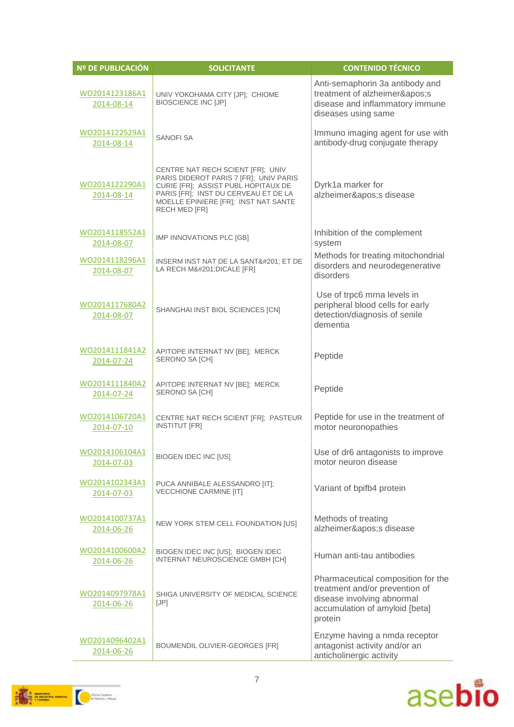| Nº DE PUBLICACIÓN | SOLICITANTE | CONTENIDO TÉCNICO |
| --- | --- | --- |
| WO2014123186A1 2014-08-14 | UNIV YOKOHAMA CITY [JP]; CHIOME BIOSCIENCE INC [JP] | Anti-semaphorin 3a antibody and treatment of alzheimer&apos;s disease and inflammatory immune diseases using same |
| WO2014122529A1 2014-08-14 | SANOFI SA | Immuno imaging agent for use with antibody-drug conjugate therapy |
| WO2014122290A1 2014-08-14 | CENTRE NAT RECH SCIENT [FR]; UNIV PARIS DIDEROT PARIS 7 [FR]; UNIV PARIS CURIE [FR]; ASSIST PUBL HOPITAUX DE PARIS [FR]; INST DU CERVEAU ET DE LA MOELLE EPINIERE [FR]; INST NAT SANTE RECH MED [FR] | Dyrk1a marker for alzheimer&apos;s disease |
| WO2014118552A1 2014-08-07 | IMP INNOVATIONS PLC [GB] | Inhibition of the complement system |
| WO2014118296A1 2014-08-07 | INSERM INST NAT DE LA SANT&#201; ET DE LA RECH M&#201;DICALE [FR] | Methods for treating mitochondrial disorders and neurodegenerative disorders |
| WO2014117680A2 2014-08-07 | SHANGHAI INST BIOL SCIENCES [CN] | Use of trpc6 mrna levels in peripheral blood cells for early detection/diagnosis of senile dementia |
| WO2014111841A2 2014-07-24 | APITOPE INTERNAT NV [BE]; MERCK SERONO SA [CH] | Peptide |
| WO2014111840A2 2014-07-24 | APITOPE INTERNAT NV [BE]; MERCK SERONO SA [CH] | Peptide |
| WO2014106720A1 2014-07-10 | CENTRE NAT RECH SCIENT [FR]; PASTEUR INSTITUT [FR] | Peptide for use in the treatment of motor neuronopathies |
| WO2014106104A1 2014-07-03 | BIOGEN IDEC INC [US] | Use of dr6 antagonists to improve motor neuron disease |
| WO2014102343A1 2014-07-03 | PUCA ANNIBALE ALESSANDRO [IT]; VECCHIONE CARMINE [IT] | Variant of bpifb4 protein |
| WO2014100737A1 2014-06-26 | NEW YORK STEM CELL FOUNDATION [US] | Methods of treating alzheimer&apos;s disease |
| WO2014100600A2 2014-06-26 | BIOGEN IDEC INC [US]; BIOGEN IDEC INTERNAT NEUROSCIENCE GMBH [CH] | Human anti-tau antibodies |
| WO2014097978A1 2014-06-26 | SHIGA UNIVERSITY OF MEDICAL SCIENCE [JP] | Pharmaceutical composition for the treatment and/or prevention of disease involving abnormal accumulation of amyloid [beta] protein |
| WO2014096402A1 2014-06-26 | BOUMENDIL OLIVIER-GEORGES [FR] | Enzyme having a nmda receptor antagonist activity and/or an anticholinergic activity |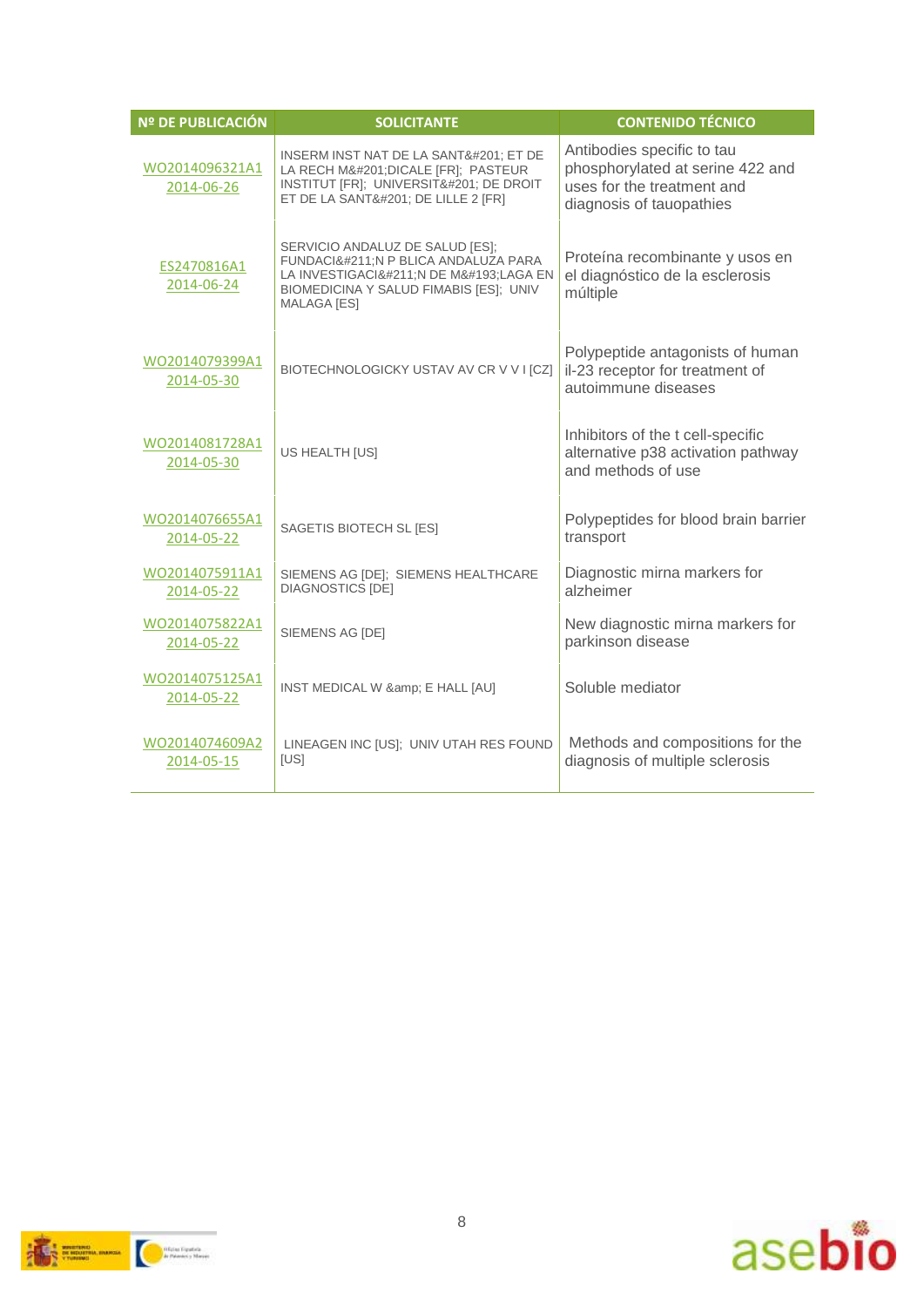| Nº DE PUBLICACIÓN | SOLICITANTE | CONTENIDO TÉCNICO |
|---|---|---|
| WO2014096321A1 2014-06-26 | INSERM INST NAT DE LA SANT&#201; ET DE LA RECH M&#201;DICALE [FR]; PASTEUR INSTITUT [FR]; UNIVERSIT&#201; DE DROIT ET DE LA SANT&#201; DE LILLE 2 [FR] | Antibodies specific to tau phosphorylated at serine 422 and uses for the treatment and diagnosis of tauopathies |
| ES2470816A1 2014-06-24 | SERVICIO ANDALUZ DE SALUD [ES]; FUNDACI&#211;N P BLICA ANDALUZA PARA LA INVESTIGACI&#211;N DE M&#193;LAGA EN BIOMEDICINA Y SALUD FIMABIS [ES]; UNIV MALAGA [ES] | Proteína recombinante y usos en el diagnóstico de la esclerosis múltiple |
| WO2014079399A1 2014-05-30 | BIOTECHNOLOGICKY USTAV AV CR V V I [CZ] | Polypeptide antagonists of human il-23 receptor for treatment of autoimmune diseases |
| WO2014081728A1 2014-05-30 | US HEALTH [US] | Inhibitors of the t cell-specific alternative p38 activation pathway and methods of use |
| WO2014076655A1 2014-05-22 | SAGETIS BIOTECH SL [ES] | Polypeptides for blood brain barrier transport |
| WO2014075911A1 2014-05-22 | SIEMENS AG [DE]; SIEMENS HEALTHCARE DIAGNOSTICS [DE] | Diagnostic mirna markers for alzheimer |
| WO2014075822A1 2014-05-22 | SIEMENS AG [DE] | New diagnostic mirna markers for parkinson disease |
| WO2014075125A1 2014-05-22 | INST MEDICAL W &amp; E HALL [AU] | Soluble mediator |
| WO2014074609A2 2014-05-15 | LINEAGEN INC [US]; UNIV UTAH RES FOUND [US] | Methods and compositions for the diagnosis of multiple sclerosis |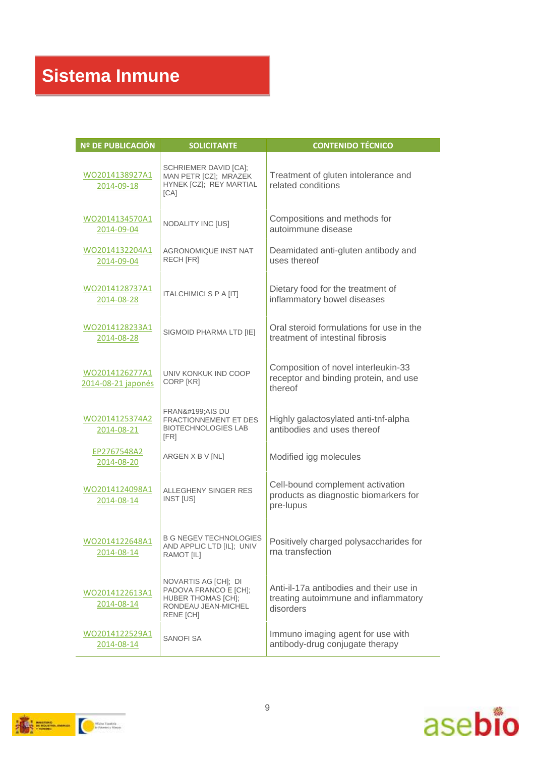# Sistema Inmune

| Nº DE PUBLICACIÓN | SOLICITANTE | CONTENIDO TÉCNICO |
|---|---|---|
| WO2014138927A1 2014-09-18 | SCHRIEMER DAVID [CA]; MAN PETR [CZ]; MRAZEK HYNEK [CZ]; REY MARTIAL [CA] | Treatment of gluten intolerance and related conditions |
| WO2014134570A1 2014-09-04 | NODALITY INC [US] | Compositions and methods for autoimmune disease |
| WO2014132204A1 2014-09-04 | AGRONOMIQUE INST NAT RECH [FR] | Deamidated anti-gluten antibody and uses thereof |
| WO2014128737A1 2014-08-28 | ITALCHIMICI S P A [IT] | Dietary food for the treatment of inflammatory bowel diseases |
| WO2014128233A1 2014-08-28 | SIGMOID PHARMA LTD [IE] | Oral steroid formulations for use in the treatment of intestinal fibrosis |
| WO2014126277A1 2014-08-21 japonés | UNIV KONKUK IND COOP CORP [KR] | Composition of novel interleukin-33 receptor and binding protein, and use thereof |
| WO2014125374A2 2014-08-21 | FRAN&#199;AIS DU FRACTIONNEMENT ET DES BIOTECHNOLOGIES LAB [FR] | Highly galactosylated anti-tnf-alpha antibodies and uses thereof |
| EP2767548A2 2014-08-20 | ARGEN X B V [NL] | Modified igg molecules |
| WO2014124098A1 2014-08-14 | ALLEGHENY SINGER RES INST [US] | Cell-bound complement activation products as diagnostic biomarkers for pre-lupus |
| WO2014122648A1 2014-08-14 | B G NEGEV TECHNOLOGIES AND APPLIC LTD [IL]; UNIV RAMOT [IL] | Positively charged polysaccharides for rna transfection |
| WO2014122613A1 2014-08-14 | NOVARTIS AG [CH]; DI PADOVA FRANCO E [CH]; HUBER THOMAS [CH]; RONDEAU JEAN-MICHEL RENE [CH] | Anti-il-17a antibodies and their use in treating autoimmune and inflammatory disorders |
| WO2014122529A1 2014-08-14 | SANOFI SA | Immuno imaging agent for use with antibody-drug conjugate therapy |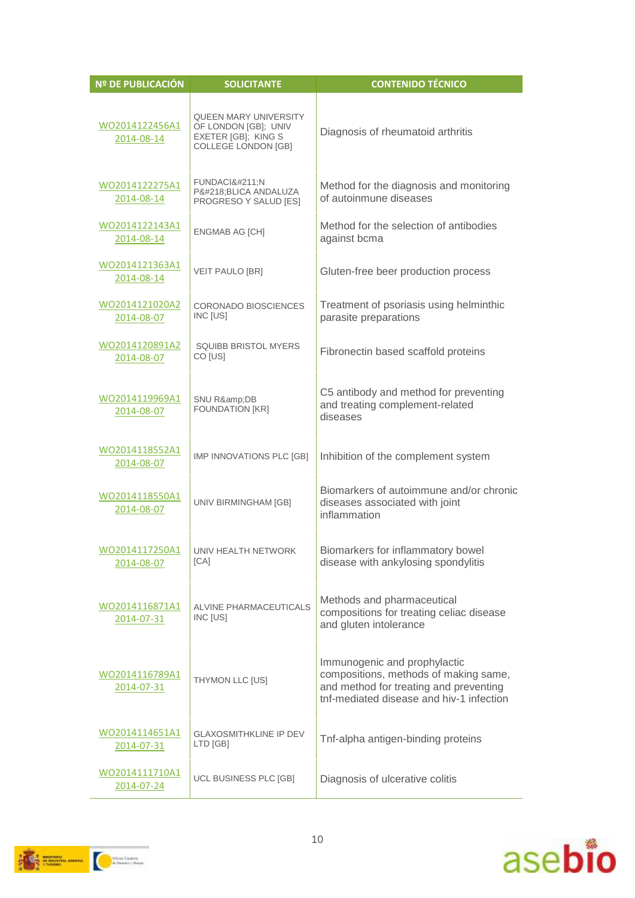| Nº DE PUBLICACIÓN | SOLICITANTE | CONTENIDO TÉCNICO |
|---|---|---|
| WO2014122456A1 2014-08-14 | QUEEN MARY UNIVERSITY OF LONDON [GB]; UNIV EXETER [GB]; KING S COLLEGE LONDON [GB] | Diagnosis of rheumatoid arthritis |
| WO2014122275A1 2014-08-14 | FUNDACI&#211;N P&#218;BLICA ANDALUZA PROGRESO Y SALUD [ES] | Method for the diagnosis and monitoring of autoinmune diseases |
| WO2014122143A1 2014-08-14 | ENGMAB AG [CH] | Method for the selection of antibodies against bcma |
| WO2014121363A1 2014-08-14 | VEIT PAULO [BR] | Gluten-free beer production process |
| WO2014121020A2 2014-08-07 | CORONADO BIOSCIENCES INC [US] | Treatment of psoriasis using helminthic parasite preparations |
| WO2014120891A2 2014-08-07 | SQUIBB BRISTOL MYERS CO [US] | Fibronectin based scaffold proteins |
| WO2014119969A1 2014-08-07 | SNU R&amp;DB FOUNDATION [KR] | C5 antibody and method for preventing and treating complement-related diseases |
| WO2014118552A1 2014-08-07 | IMP INNOVATIONS PLC [GB] | Inhibition of the complement system |
| WO2014118550A1 2014-08-07 | UNIV BIRMINGHAM [GB] | Biomarkers of autoimmune and/or chronic diseases associated with joint inflammation |
| WO2014117250A1 2014-08-07 | UNIV HEALTH NETWORK [CA] | Biomarkers for inflammatory bowel disease with ankylosing spondylitis |
| WO2014116871A1 2014-07-31 | ALVINE PHARMACEUTICALS INC [US] | Methods and pharmaceutical compositions for treating celiac disease and gluten intolerance |
| WO2014116789A1 2014-07-31 | THYMON LLC [US] | Immunogenic and prophylactic compositions, methods of making same, and method for treating and preventing tnf-mediated disease and hiv-1 infection |
| WO2014114651A1 2014-07-31 | GLAXOSMITHKLINE IP DEV LTD [GB] | Tnf-alpha antigen-binding proteins |
| WO2014111710A1 2014-07-24 | UCL BUSINESS PLC [GB] | Diagnosis of ulcerative colitis |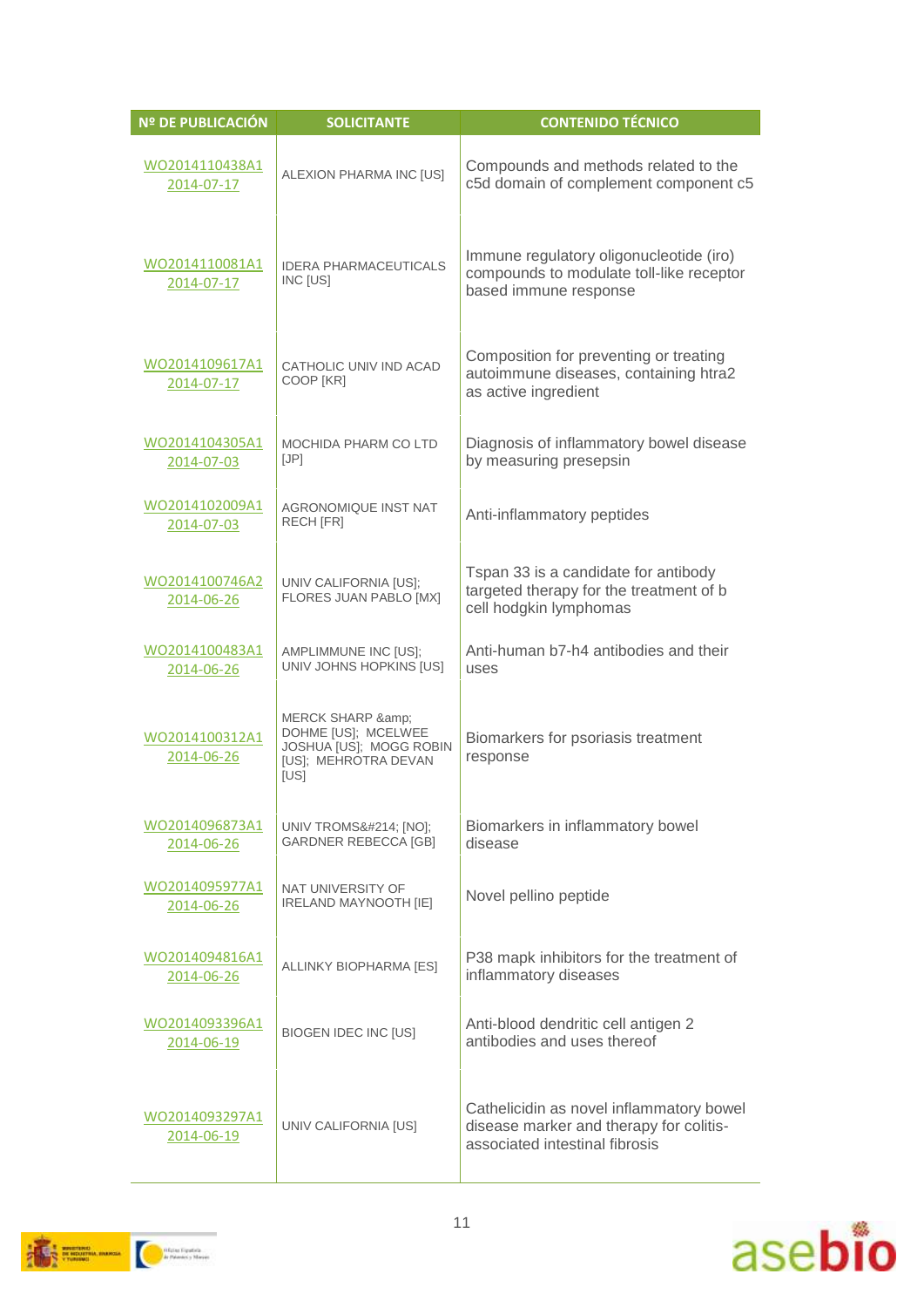| Nº DE PUBLICACIÓN | SOLICITANTE | CONTENIDO TÉCNICO |
|---|---|---|
| WO2014110438A1 2014-07-17 | ALEXION PHARMA INC [US] | Compounds and methods related to the c5d domain of complement component c5 |
| WO2014110081A1 2014-07-17 | IDERA PHARMACEUTICALS INC [US] | Immune regulatory oligonucleotide (iro) compounds to modulate toll-like receptor based immune response |
| WO2014109617A1 2014-07-17 | CATHOLIC UNIV IND ACAD COOP [KR] | Composition for preventing or treating autoimmune diseases, containing htra2 as active ingredient |
| WO2014104305A1 2014-07-03 | MOCHIDA PHARM CO LTD [JP] | Diagnosis of inflammatory bowel disease by measuring presepsin |
| WO2014102009A1 2014-07-03 | AGRONOMIQUE INST NAT RECH [FR] | Anti-inflammatory peptides |
| WO2014100746A2 2014-06-26 | UNIV CALIFORNIA [US]; FLORES JUAN PABLO [MX] | Tspan 33 is a candidate for antibody targeted therapy for the treatment of b cell hodgkin lymphomas |
| WO2014100483A1 2014-06-26 | AMPLIMMUNE INC [US]; UNIV JOHNS HOPKINS [US] | Anti-human b7-h4 antibodies and their uses |
| WO2014100312A1 2014-06-26 | MERCK SHARP &amp; DOHME [US]; MCELWEE JOSHUA [US]; MOGG ROBIN [US]; MEHROTRA DEVAN [US] | Biomarkers for psoriasis treatment response |
| WO2014096873A1 2014-06-26 | UNIV TROMS&#214; [NO]; GARDNER REBECCA [GB] | Biomarkers in inflammatory bowel disease |
| WO2014095977A1 2014-06-26 | NAT UNIVERSITY OF IRELAND MAYNOOTH [IE] | Novel pellino peptide |
| WO2014094816A1 2014-06-26 | ALLINKY BIOPHARMA [ES] | P38 mapk inhibitors for the treatment of inflammatory diseases |
| WO2014093396A1 2014-06-19 | BIOGEN IDEC INC [US] | Anti-blood dendritic cell antigen 2 antibodies and uses thereof |
| WO2014093297A1 2014-06-19 | UNIV CALIFORNIA [US] | Cathelicidin as novel inflammatory bowel disease marker and therapy for colitis-associated intestinal fibrosis |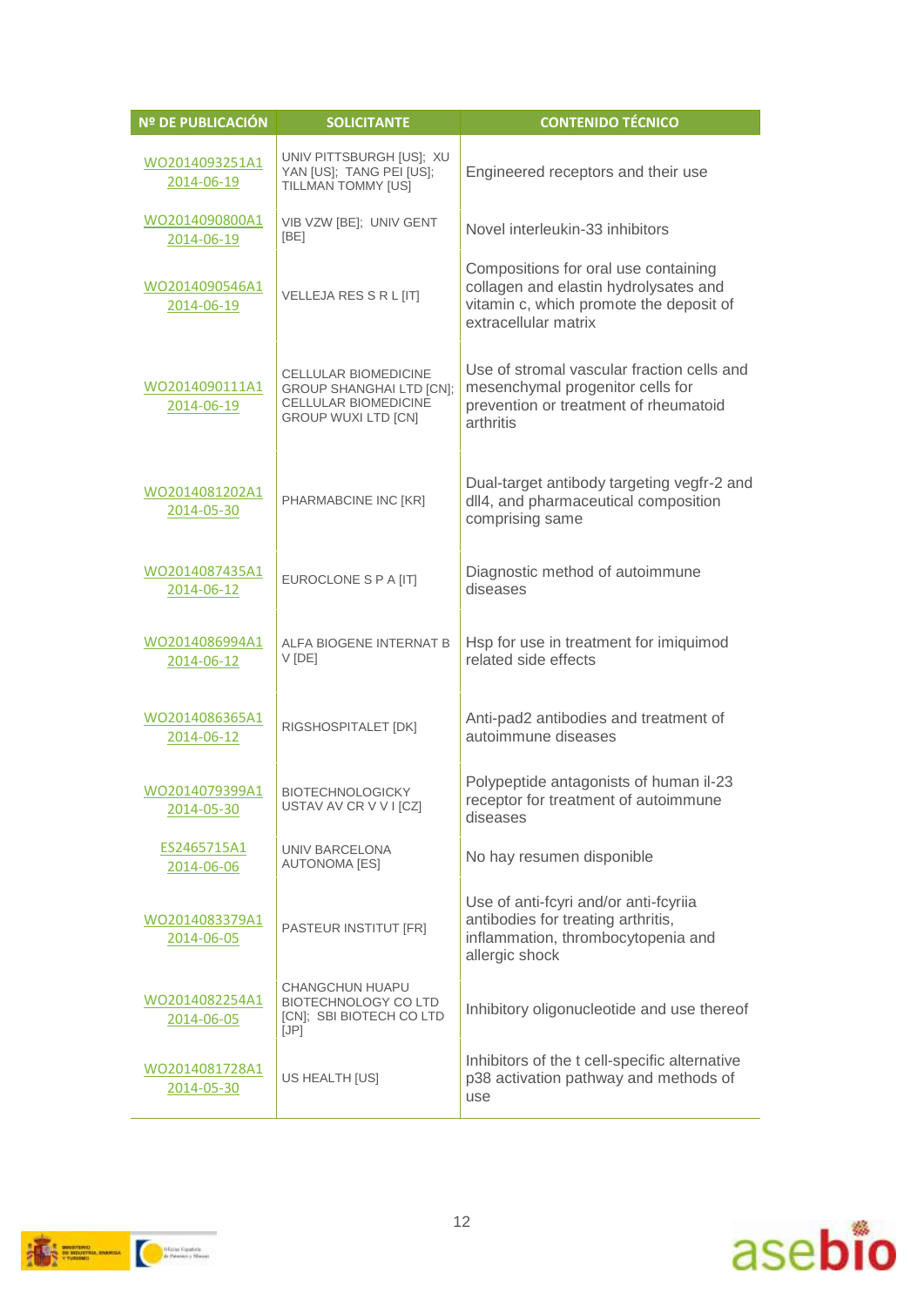| Nº DE PUBLICACIÓN | SOLICITANTE | CONTENIDO TÉCNICO |
|---|---|---|
| WO2014093251A1 2014-06-19 | UNIV PITTSBURGH [US]; XU YAN [US]; TANG PEI [US]; TILLMAN TOMMY [US] | Engineered receptors and their use |
| WO2014090800A1 2014-06-19 | VIB VZW [BE]; UNIV GENT [BE] | Novel interleukin-33 inhibitors |
| WO2014090546A1 2014-06-19 | VELLEJA RES S R L [IT] | Compositions for oral use containing collagen and elastin hydrolysates and vitamin c, which promote the deposit of extracellular matrix |
| WO2014090111A1 2014-06-19 | CELLULAR BIOMEDICINE GROUP SHANGHAI LTD [CN]; CELLULAR BIOMEDICINE GROUP WUXI LTD [CN] | Use of stromal vascular fraction cells and mesenchymal progenitor cells for prevention or treatment of rheumatoid arthritis |
| WO2014081202A1 2014-05-30 | PHARMABCINE INC [KR] | Dual-target antibody targeting vegfr-2 and dll4, and pharmaceutical composition comprising same |
| WO2014087435A1 2014-06-12 | EUROCLONE S P A [IT] | Diagnostic method of autoimmune diseases |
| WO2014086994A1 2014-06-12 | ALFA BIOGENE INTERNAT B V [DE] | Hsp for use in treatment for imiquimod related side effects |
| WO2014086365A1 2014-06-12 | RIGSHOSPITALET [DK] | Anti-pad2 antibodies and treatment of autoimmune diseases |
| WO2014079399A1 2014-05-30 | BIOTECHNOLOGICKY USTAV AV CR V V I [CZ] | Polypeptide antagonists of human il-23 receptor for treatment of autoimmune diseases |
| ES2465715A1 2014-06-06 | UNIV BARCELONA AUTONOMA [ES] | No hay resumen disponible |
| WO2014083379A1 2014-06-05 | PASTEUR INSTITUT [FR] | Use of anti-fcyri and/or anti-fcyriia antibodies for treating arthritis, inflammation, thrombocytopenia and allergic shock |
| WO2014082254A1 2014-06-05 | CHANGCHUN HUAPU BIOTECHNOLOGY CO LTD [CN]; SBI BIOTECH CO LTD [JP] | Inhibitory oligonucleotide and use thereof |
| WO2014081728A1 2014-05-30 | US HEALTH [US] | Inhibitors of the t cell-specific alternative p38 activation pathway and methods of use |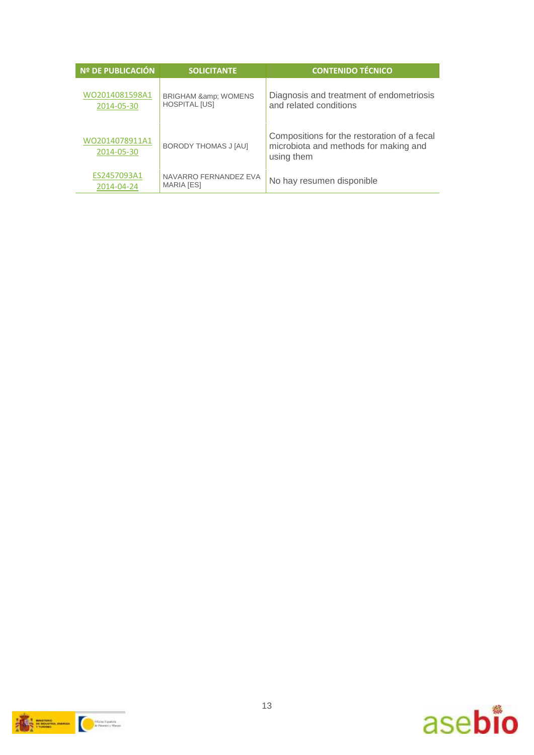| Nº DE PUBLICACIÓN | SOLICITANTE | CONTENIDO TÉCNICO |
| --- | --- | --- |
| WO2014081598A1 2014-05-30 | BRIGHAM &amp; WOMENS HOSPITAL [US] | Diagnosis and treatment of endometriosis and related conditions |
| WO2014078911A1 2014-05-30 | BORODY THOMAS J [AU] | Compositions for the restoration of a fecal microbiota and methods for making and using them |
| ES2457093A1 2014-04-24 | NAVARRO FERNANDEZ EVA MARIA [ES] | No hay resumen disponible |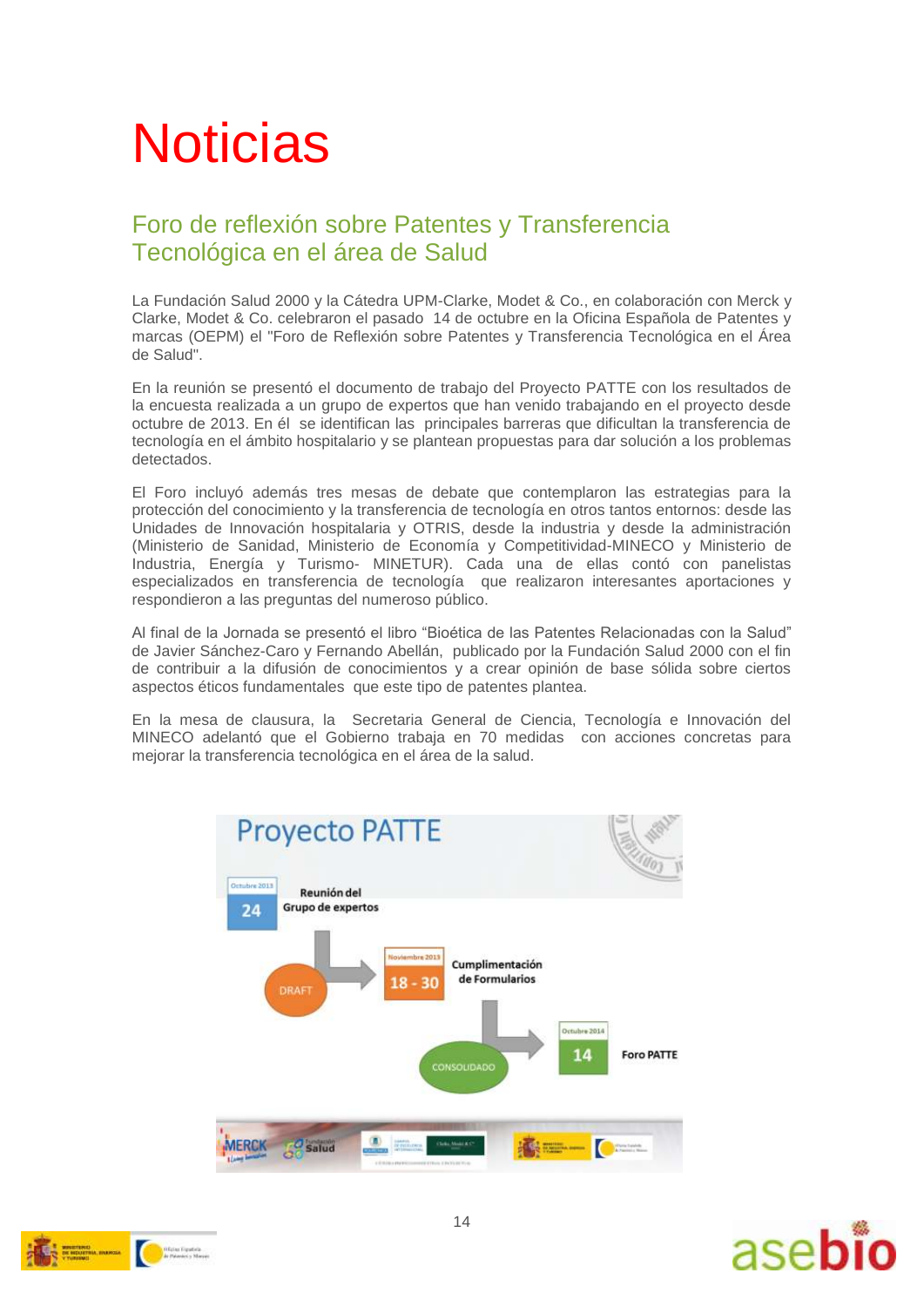# Noticias

## Foro de reflexión sobre Patentes y Transferencia Tecnológica en el área de Salud

La Fundación Salud 2000 y la Cátedra UPM-Clarke, Modet & Co., en colaboración con Merck y Clarke, Modet & Co. celebraron el pasado 14 de octubre en la Oficina Española de Patentes y marcas (OEPM) el "Foro de Reflexión sobre Patentes y Transferencia Tecnológica en el Área de Salud".

En la reunión se presentó el documento de trabajo del Proyecto PATTE con los resultados de la encuesta realizada a un grupo de expertos que han venido trabajando en el proyecto desde octubre de 2013. En él se identifican las principales barreras que dificultan la transferencia de tecnología en el ámbito hospitalario y se plantean propuestas para dar solución a los problemas detectados.

El Foro incluyó además tres mesas de debate que contemplaron las estrategias para la protección del conocimiento y la transferencia de tecnología en otros tantos entornos: desde las Unidades de Innovación hospitalaria y OTRIS, desde la industria y desde la administración (Ministerio de Sanidad, Ministerio de Economía y Competitividad-MINECO y Ministerio de Industria, Energía y Turismo- MINETUR). Cada una de ellas contó con panelistas especializados en transferencia de tecnología que realizaron interesantes aportaciones y respondieron a las preguntas del numeroso público.

Al final de la Jornada se presentó el libro "Bioética de las Patentes Relacionadas con la Salud" de Javier Sánchez-Caro y Fernando Abellán, publicado por la Fundación Salud 2000 con el fin de contribuir a la difusión de conocimientos y a crear opinión de base sólida sobre ciertos aspectos éticos fundamentales que este tipo de patentes plantea.

En la mesa de clausura, la Secretaria General de Ciencia, Tecnología e Innovación del MINECO adelantó que el Gobierno trabaja en 70 medidas con acciones concretas para mejorar la transferencia tecnológica en el área de la salud.

**Proyecto PATTE**

- Octubre 2013 — 24 — Reunión del Grupo de expertos
- DRAFT → Noviembre 2013 — 18 - 30 — Cumplimentación de Formularios
- CONSOLIDADO → Octubre 2014 — 14 — Foro PATTE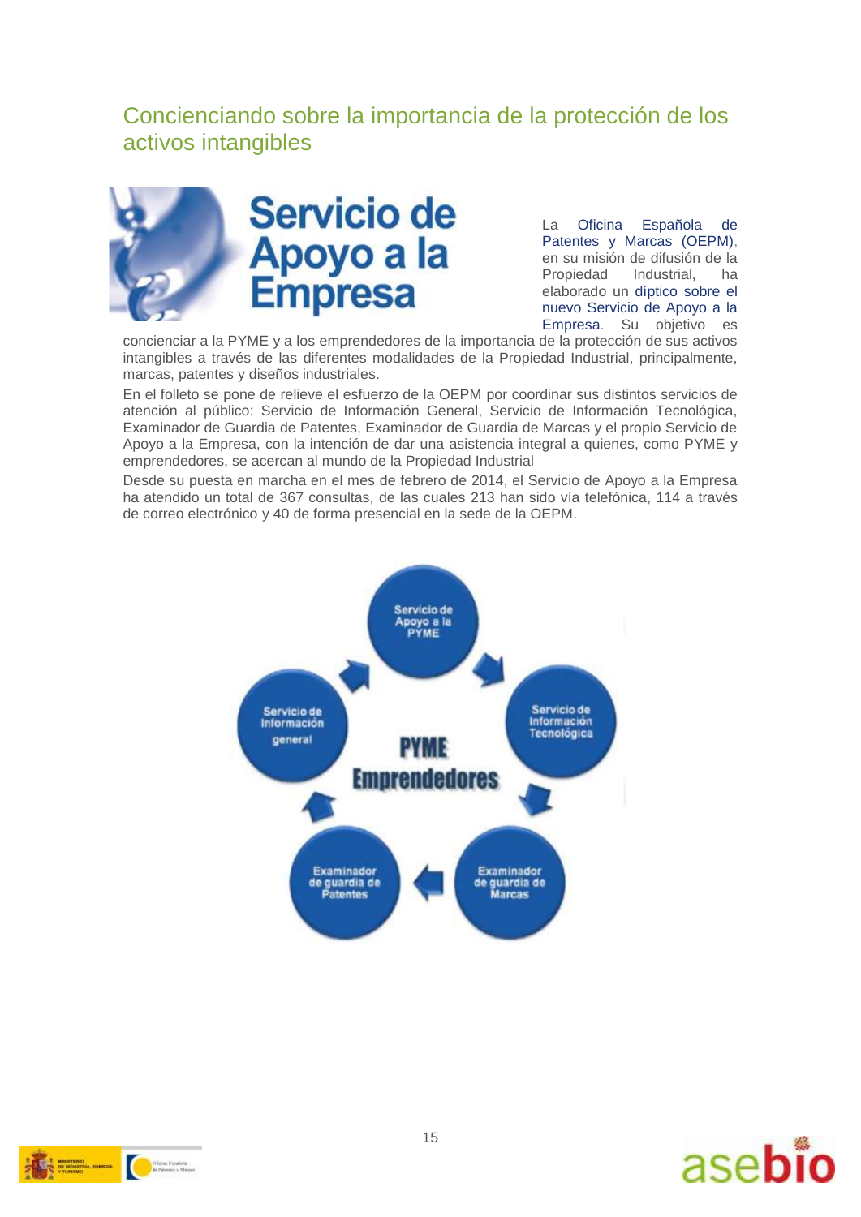## Concienciando sobre la importancia de la protección de los activos intangibles

La Oficina Española de Patentes y Marcas (OEPM), en su misión de difusión de la Propiedad Industrial, ha elaborado un díptico sobre el nuevo Servicio de Apoyo a la Empresa. Su objetivo es concienciar a la PYME y a los emprendedores de la importancia de la protección de sus activos intangibles a través de las diferentes modalidades de la Propiedad Industrial, principalmente, marcas, patentes y diseños industriales.

En el folleto se pone de relieve el esfuerzo de la OEPM por coordinar sus distintos servicios de atención al público: Servicio de Información General, Servicio de Información Tecnológica, Examinador de Guardia de Patentes, Examinador de Guardia de Marcas y el propio Servicio de Apoyo a la Empresa, con la intención de dar una asistencia integral a quienes, como PYME y emprendedores, se acercan al mundo de la Propiedad Industrial

Desde su puesta en marcha en el mes de febrero de 2014, el Servicio de Apoyo a la Empresa ha atendido un total de 367 consultas, de las cuales 213 han sido vía telefónica, 114 a través de correo electrónico y 40 de forma presencial en la sede de la OEPM.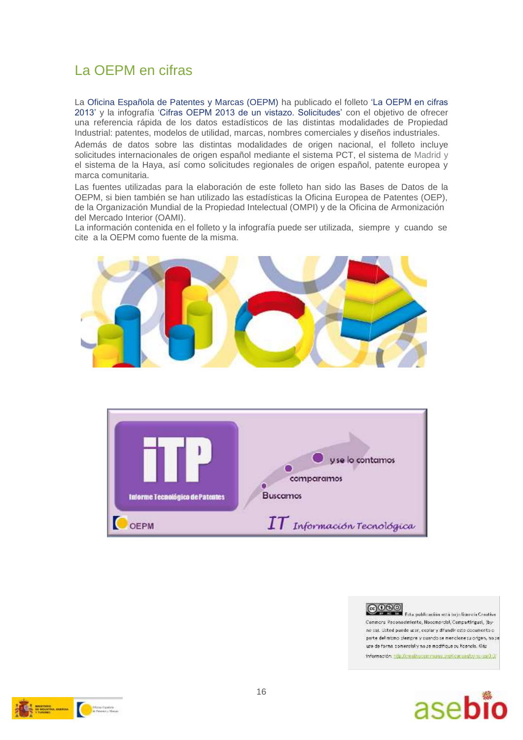## La OEPM en cifras

La Oficina Española de Patentes y Marcas (OEPM) ha publicado el folleto 'La OEPM en cifras 2013' y la infografía 'Cifras OEPM 2013 de un vistazo. Solicitudes' con el objetivo de ofrecer una referencia rápida de los datos estadísticos de las distintas modalidades de Propiedad Industrial: patentes, modelos de utilidad, marcas, nombres comerciales y diseños industriales.

Además de datos sobre las distintas modalidades de origen nacional, el folleto incluye solicitudes internacionales de origen español mediante el sistema PCT, el sistema de Madrid y el sistema de la Haya, así como solicitudes regionales de origen español, patente europea y marca comunitaria.

Las fuentes utilizadas para la elaboración de este folleto han sido las Bases de Datos de la OEPM, si bien también se han utilizado las estadísticas la Oficina Europea de Patentes (OEP), de la Organización Mundial de la Propiedad Intelectual (OMPI) y de la Oficina de Armonización del Mercado Interior (OAMI).

La información contenida en el folleto y la infografía puede ser utilizada, siempre y cuando se cite a la OEPM como fuente de la misma.

iTP
Informe Tecnológico de Patentes
OEPM
Buscamos
comparamos
y se lo contamos
IT Información Tecnológica

Esta publicación está bajo licencia Creative Commons Reconocimiento, Nocomercial, Compartirigual, (by-nc-sa). Usted puede usar, copiar y difundir este documento o parte del mismo siempre y cuando se mencione su origen, no se use de forma comercial y no se modifique su licencia. Más información: http://creativecommons.org/licenses/by-nc-sa/3.0/